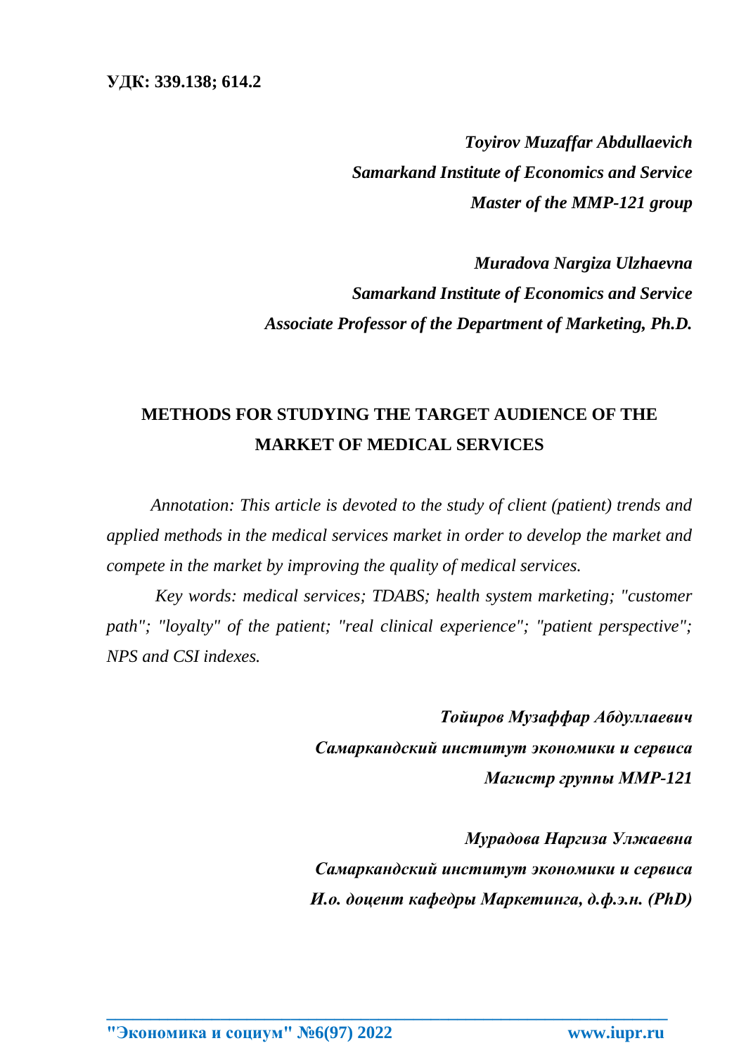**УДК: 339.138; 614.2**

***Toyirov Muzaffar Abdullaevich***
***Samarkand Institute of Economics and Service***
***Master of the MMP-121 group***

***Muradova Nargiza Ulzhaevna***
***Samarkand Institute of Economics and Service***
***Associate Professor of the Department of Marketing, Ph.D.***

# METHODS FOR STUDYING THE TARGET AUDIENCE OF THE MARKET OF MEDICAL SERVICES

*Annotation: This article is devoted to the study of client (patient) trends and applied methods in the medical services market in order to develop the market and compete in the market by improving the quality of medical services.*

*Key words: medical services; TDABS; health system marketing; "customer path"; "loyalty" of the patient; "real clinical experience"; "patient perspective"; NPS and CSI indexes.*

***Тойиров Музаффар Абдуллаевич***
***Самаркандский институт экономики и сервиса***
***Магистр группы ММР-121***

***Мурадова Наргиза Улжаевна***
***Самаркандский институт экономики и сервиса***
***И.о. доцент кафедры Маркетинга, д.ф.э.н. (PhD)***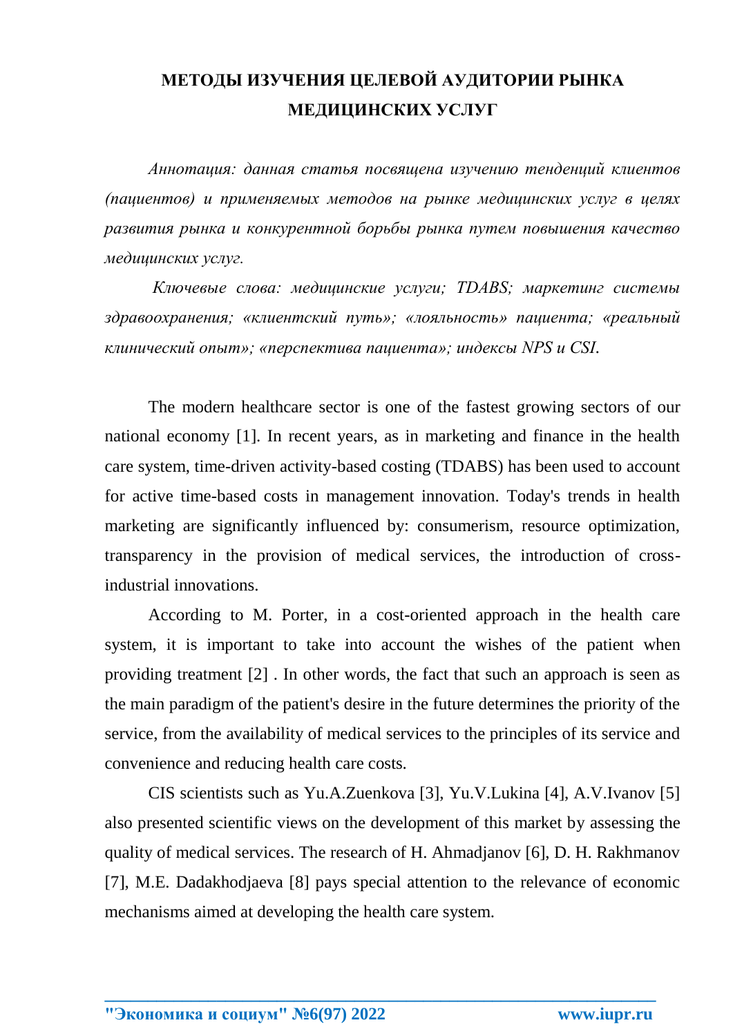# МЕТОДЫ ИЗУЧЕНИЯ ЦЕЛЕВОЙ АУДИТОРИИ РЫНКА МЕДИЦИНСКИХ УСЛУГ

*Аннотация: данная статья посвящена изучению тенденций клиентов (пациентов) и применяемых методов на рынке медицинских услуг в целях развития рынка и конкурентной борьбы рынка путем повышения качество медицинских услуг.*

*Ключевые слова: медицинские услуги; TDABS; маркетинг системы здравоохранения; «клиентский путь»; «лояльность» пациента; «реальный клинический опыт»; «перспектива пациента»; индексы NPS и CSI.*

The modern healthcare sector is one of the fastest growing sectors of our national economy [1]. In recent years, as in marketing and finance in the health care system, time-driven activity-based costing (TDABS) has been used to account for active time-based costs in management innovation. Today's trends in health marketing are significantly influenced by: consumerism, resource optimization, transparency in the provision of medical services, the introduction of cross-industrial innovations.

According to M. Porter, in a cost-oriented approach in the health care system, it is important to take into account the wishes of the patient when providing treatment [2] . In other words, the fact that such an approach is seen as the main paradigm of the patient's desire in the future determines the priority of the service, from the availability of medical services to the principles of its service and convenience and reducing health care costs.

CIS scientists such as Yu.A.Zuenkova [3], Yu.V.Lukina [4], A.V.Ivanov [5] also presented scientific views on the development of this market by assessing the quality of medical services. The research of H. Ahmadjanov [6], D. H. Rakhmanov [7], M.E. Dadakhodjaeva [8] pays special attention to the relevance of economic mechanisms aimed at developing the health care system.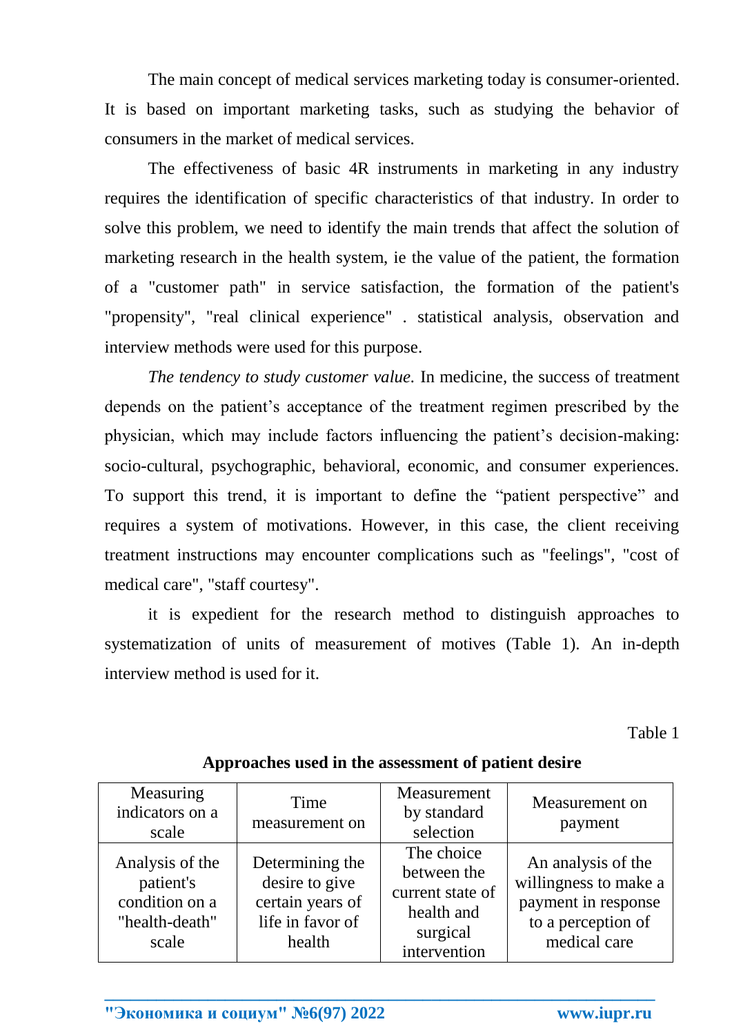The main concept of medical services marketing today is consumer-oriented. It is based on important marketing tasks, such as studying the behavior of consumers in the market of medical services.

The effectiveness of basic 4R instruments in marketing in any industry requires the identification of specific characteristics of that industry. In order to solve this problem, we need to identify the main trends that affect the solution of marketing research in the health system, ie the value of the patient, the formation of a "customer path" in service satisfaction, the formation of the patient's "propensity", "real clinical experience" . statistical analysis, observation and interview methods were used for this purpose.

*The tendency to study customer value.* In medicine, the success of treatment depends on the patient's acceptance of the treatment regimen prescribed by the physician, which may include factors influencing the patient's decision-making: socio-cultural, psychographic, behavioral, economic, and consumer experiences. To support this trend, it is important to define the "patient perspective" and requires a system of motivations. However, in this case, the client receiving treatment instructions may encounter complications such as "feelings", "cost of medical care", "staff courtesy".

it is expedient for the research method to distinguish approaches to systematization of units of measurement of motives (Table 1). An in-depth interview method is used for it.

Table 1

**Approaches used in the assessment of patient desire**

| Measuring indicators on a scale | Time measurement on | Measurement by standard selection | Measurement on payment |
|---|---|---|---|
| Analysis of the patient's condition on a "health-death" scale | Determining the desire to give certain years of life in favor of health | The choice between the current state of health and surgical intervention | An analysis of the willingness to make a payment in response to a perception of medical care |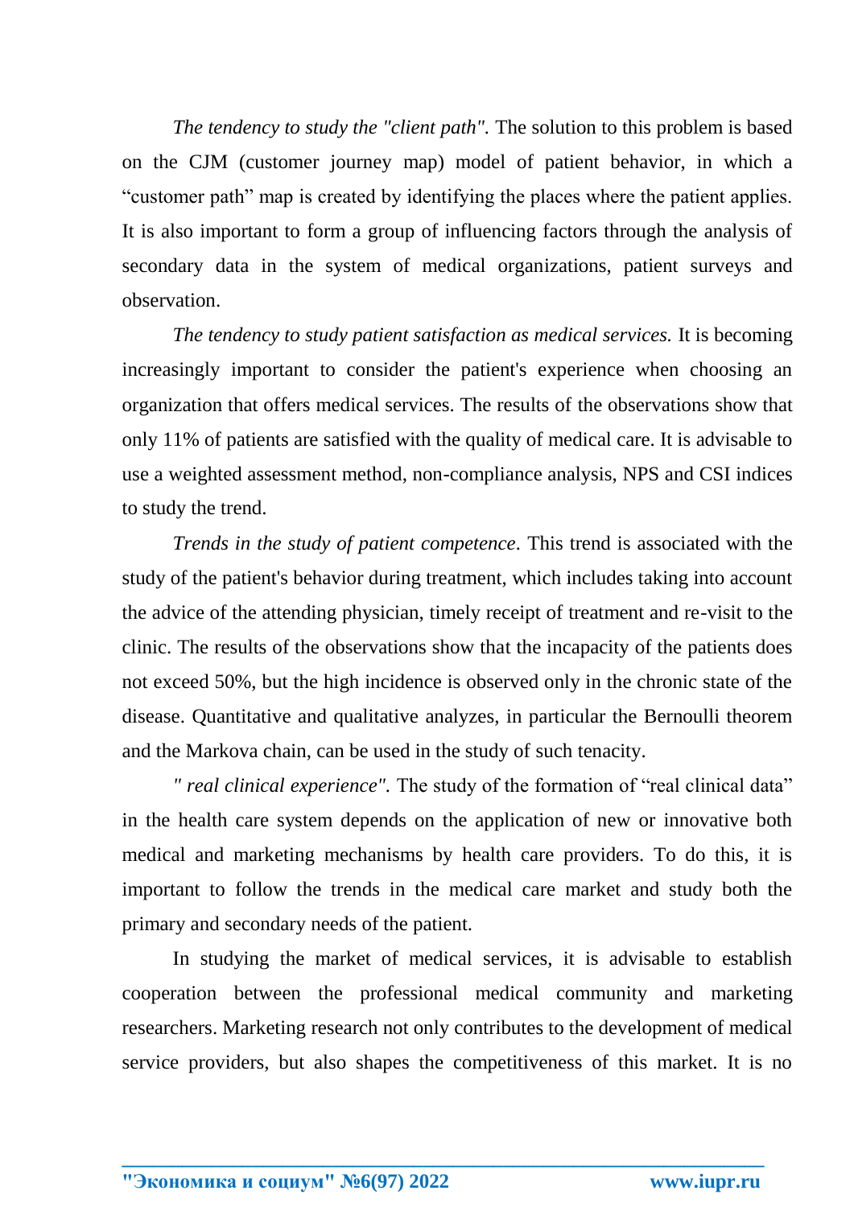*The tendency to study the "client path".* The solution to this problem is based on the CJM (customer journey map) model of patient behavior, in which a “customer path” map is created by identifying the places where the patient applies. It is also important to form a group of influencing factors through the analysis of secondary data in the system of medical organizations, patient surveys and observation.

*The tendency to study patient satisfaction as medical services.* It is becoming increasingly important to consider the patient's experience when choosing an organization that offers medical services. The results of the observations show that only 11% of patients are satisfied with the quality of medical care. It is advisable to use a weighted assessment method, non-compliance analysis, NPS and CSI indices to study the trend.

*Trends in the study of patient competence*. This trend is associated with the study of the patient's behavior during treatment, which includes taking into account the advice of the attending physician, timely receipt of treatment and re-visit to the clinic. The results of the observations show that the incapacity of the patients does not exceed 50%, but the high incidence is observed only in the chronic state of the disease. Quantitative and qualitative analyzes, in particular the Bernoulli theorem and the Markova chain, can be used in the study of such tenacity.

*" real clinical experience".* The study of the formation of “real clinical data” in the health care system depends on the application of new or innovative both medical and marketing mechanisms by health care providers. To do this, it is important to follow the trends in the medical care market and study both the primary and secondary needs of the patient.

In studying the market of medical services, it is advisable to establish cooperation between the professional medical community and marketing researchers. Marketing research not only contributes to the development of medical service providers, but also shapes the competitiveness of this market. It is no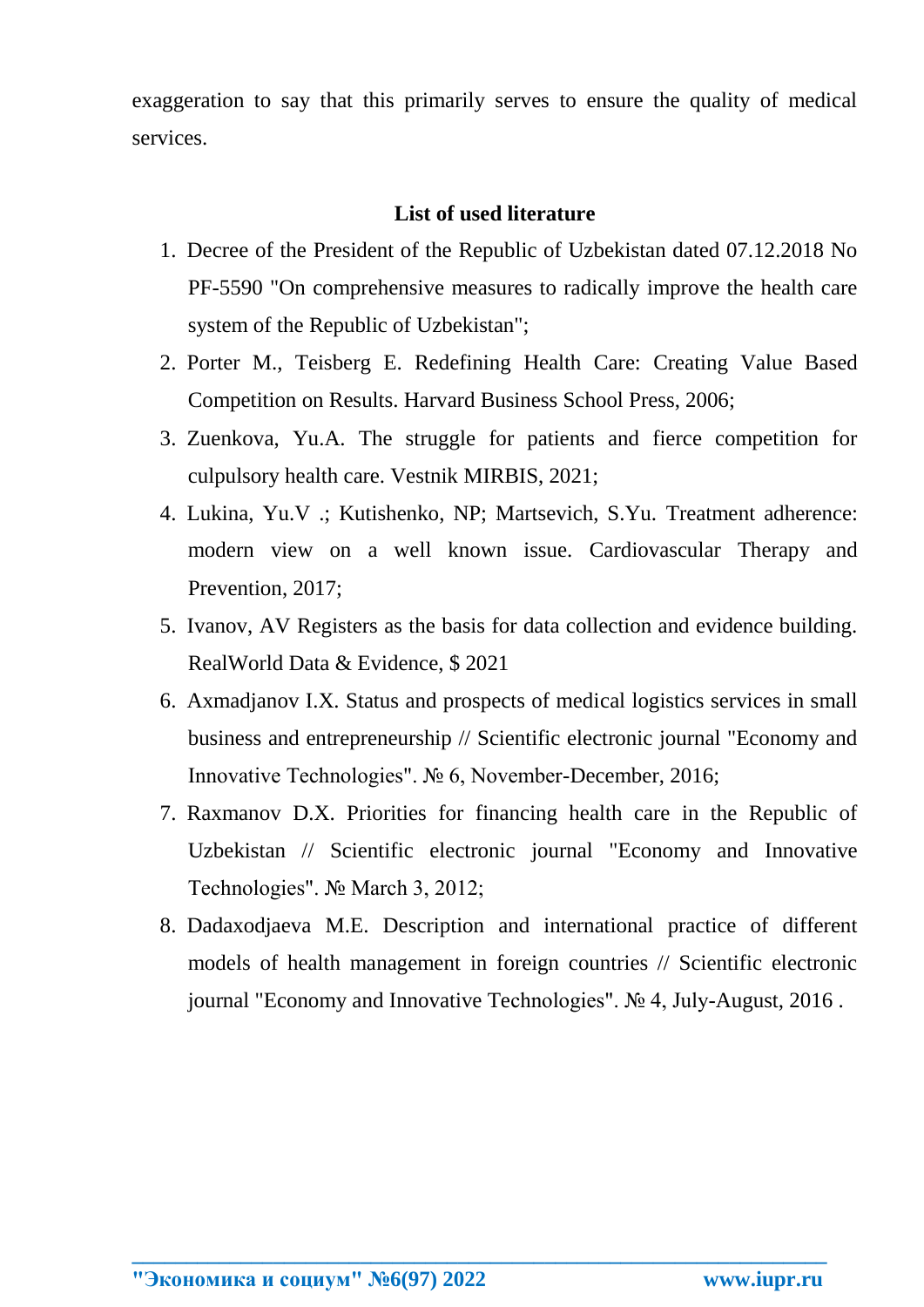exaggeration to say that this primarily serves to ensure the quality of medical services.

## List of used literature

1. Decree of the President of the Republic of Uzbekistan dated 07.12.2018 No PF-5590 "On comprehensive measures to radically improve the health care system of the Republic of Uzbekistan";
2. Porter M., Teisberg E. Redefining Health Care: Creating Value Based Competition on Results. Harvard Business School Press, 2006;
3. Zuenkova, Yu.A. The struggle for patients and fierce competition for culpulsory health care. Vestnik MIRBIS, 2021;
4. Lukina, Yu.V .; Kutishenko, NP; Martsevich, S.Yu. Treatment adherence: modern view on a well known issue. Cardiovascular Therapy and Prevention, 2017;
5. Ivanov, AV Registers as the basis for data collection and evidence building. RealWorld Data & Evidence, $ 2021
6. Axmadjanov I.X. Status and prospects of medical logistics services in small business and entrepreneurship // Scientific electronic journal "Economy and Innovative Technologies". № 6, November-December, 2016;
7. Raxmanov D.X. Priorities for financing health care in the Republic of Uzbekistan // Scientific electronic journal "Economy and Innovative Technologies". № March 3, 2012;
8. Dadaxodjaeva M.E. Description and international practice of different models of health management in foreign countries // Scientific electronic journal "Economy and Innovative Technologies". № 4, July-August, 2016 .